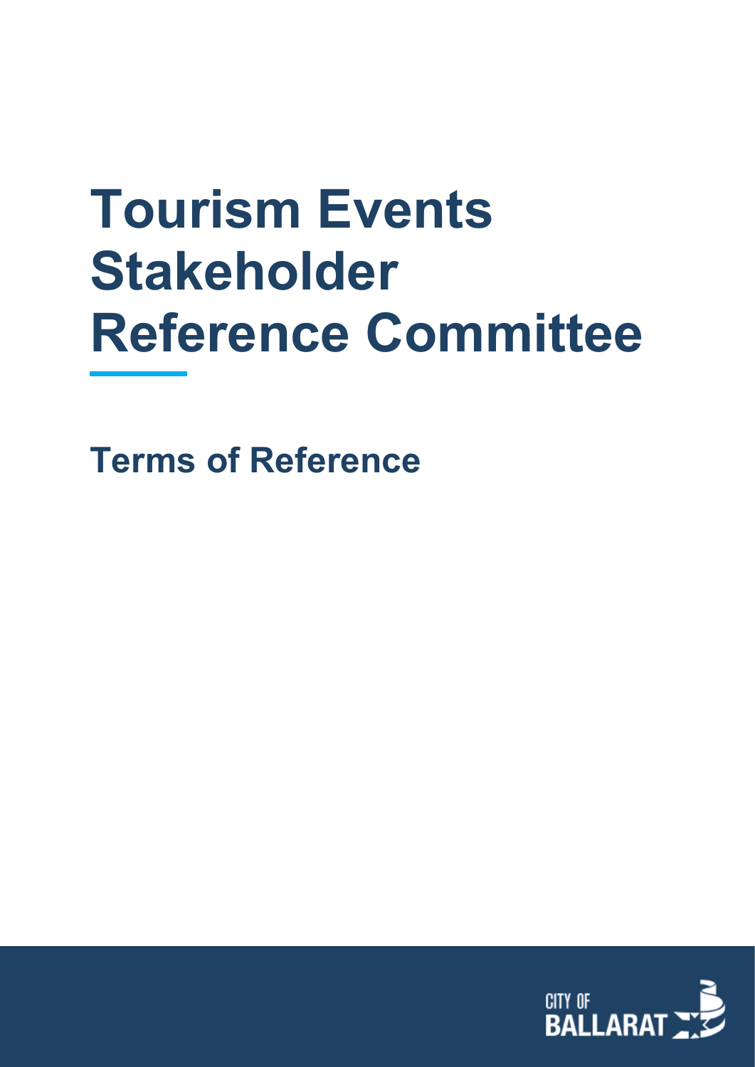# Tourism Events Stakeholder Reference Committee

## Terms of Reference

CITY OF BALLARAT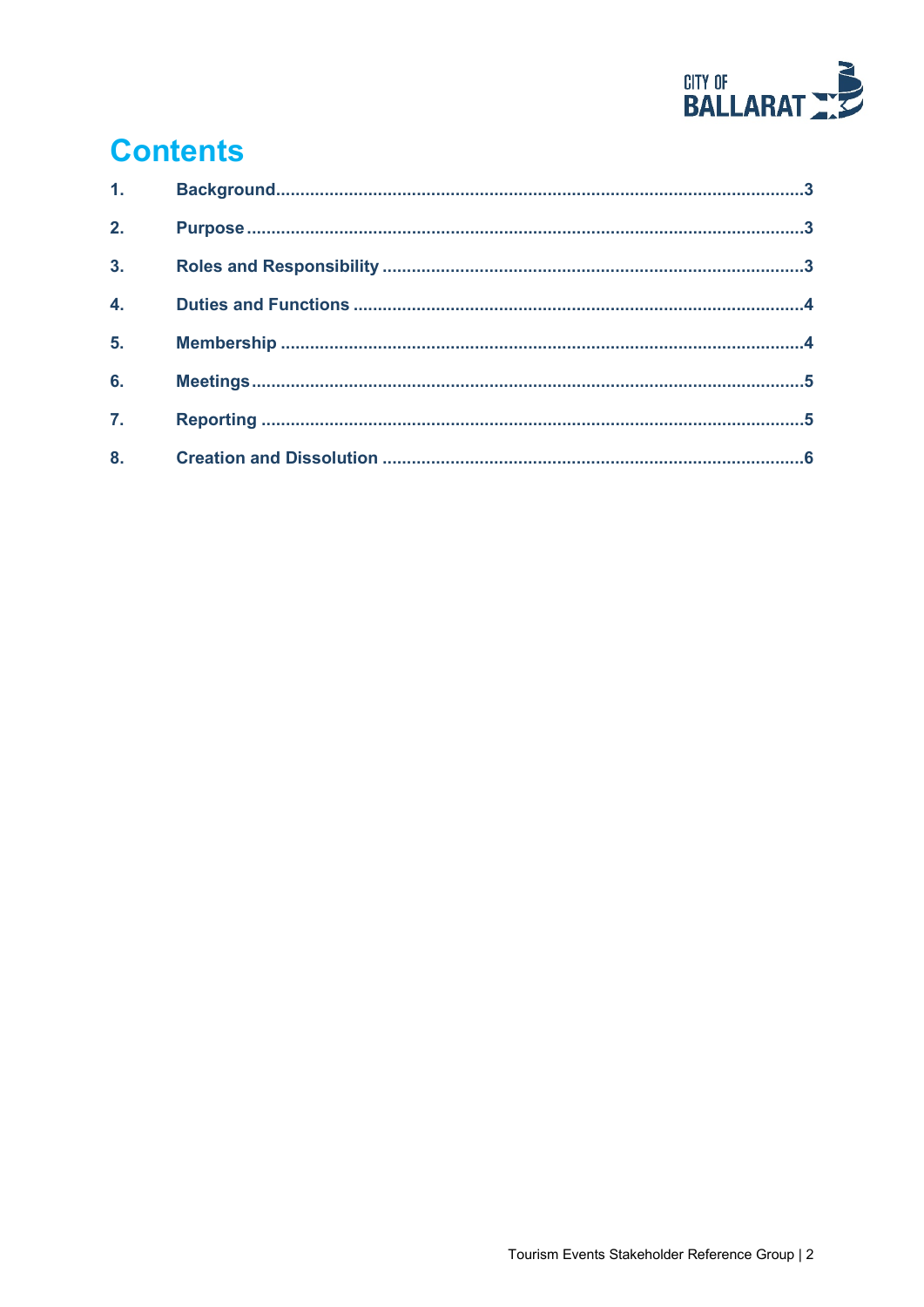# Contents

1. Background ........................................................................................................ 3
2. Purpose ............................................................................................................. 3
3. Roles and Responsibility .................................................................................... 3
4. Duties and Functions ......................................................................................... 4
5. Membership ....................................................................................................... 4
6. Meetings ............................................................................................................ 5
7. Reporting ........................................................................................................... 5
8. Creation and Dissolution .................................................................................... 6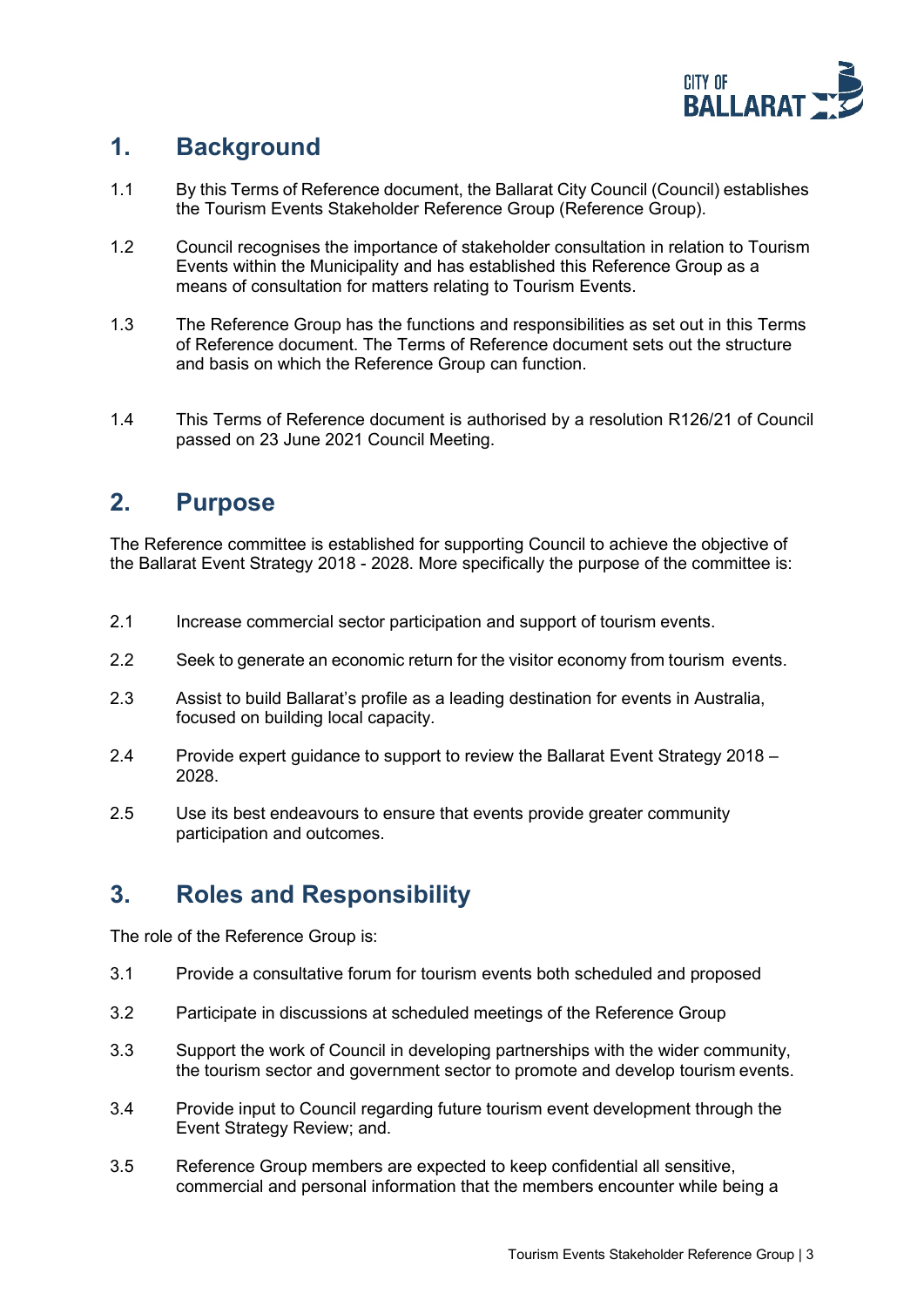## 1. Background

1.1 By this Terms of Reference document, the Ballarat City Council (Council) establishes the Tourism Events Stakeholder Reference Group (Reference Group).

1.2 Council recognises the importance of stakeholder consultation in relation to Tourism Events within the Municipality and has established this Reference Group as a means of consultation for matters relating to Tourism Events.

1.3 The Reference Group has the functions and responsibilities as set out in this Terms of Reference document. The Terms of Reference document sets out the structure and basis on which the Reference Group can function.

1.4 This Terms of Reference document is authorised by a resolution R126/21 of Council passed on 23 June 2021 Council Meeting.

## 2. Purpose

The Reference committee is established for supporting Council to achieve the objective of the Ballarat Event Strategy 2018 - 2028. More specifically the purpose of the committee is:

2.1 Increase commercial sector participation and support of tourism events.

2.2 Seek to generate an economic return for the visitor economy from tourism events.

2.3 Assist to build Ballarat's profile as a leading destination for events in Australia, focused on building local capacity.

2.4 Provide expert guidance to support to review the Ballarat Event Strategy 2018 – 2028.

2.5 Use its best endeavours to ensure that events provide greater community participation and outcomes.

## 3. Roles and Responsibility

The role of the Reference Group is:

3.1 Provide a consultative forum for tourism events both scheduled and proposed

3.2 Participate in discussions at scheduled meetings of the Reference Group

3.3 Support the work of Council in developing partnerships with the wider community, the tourism sector and government sector to promote and develop tourism events.

3.4 Provide input to Council regarding future tourism event development through the Event Strategy Review; and.

3.5 Reference Group members are expected to keep confidential all sensitive, commercial and personal information that the members encounter while being a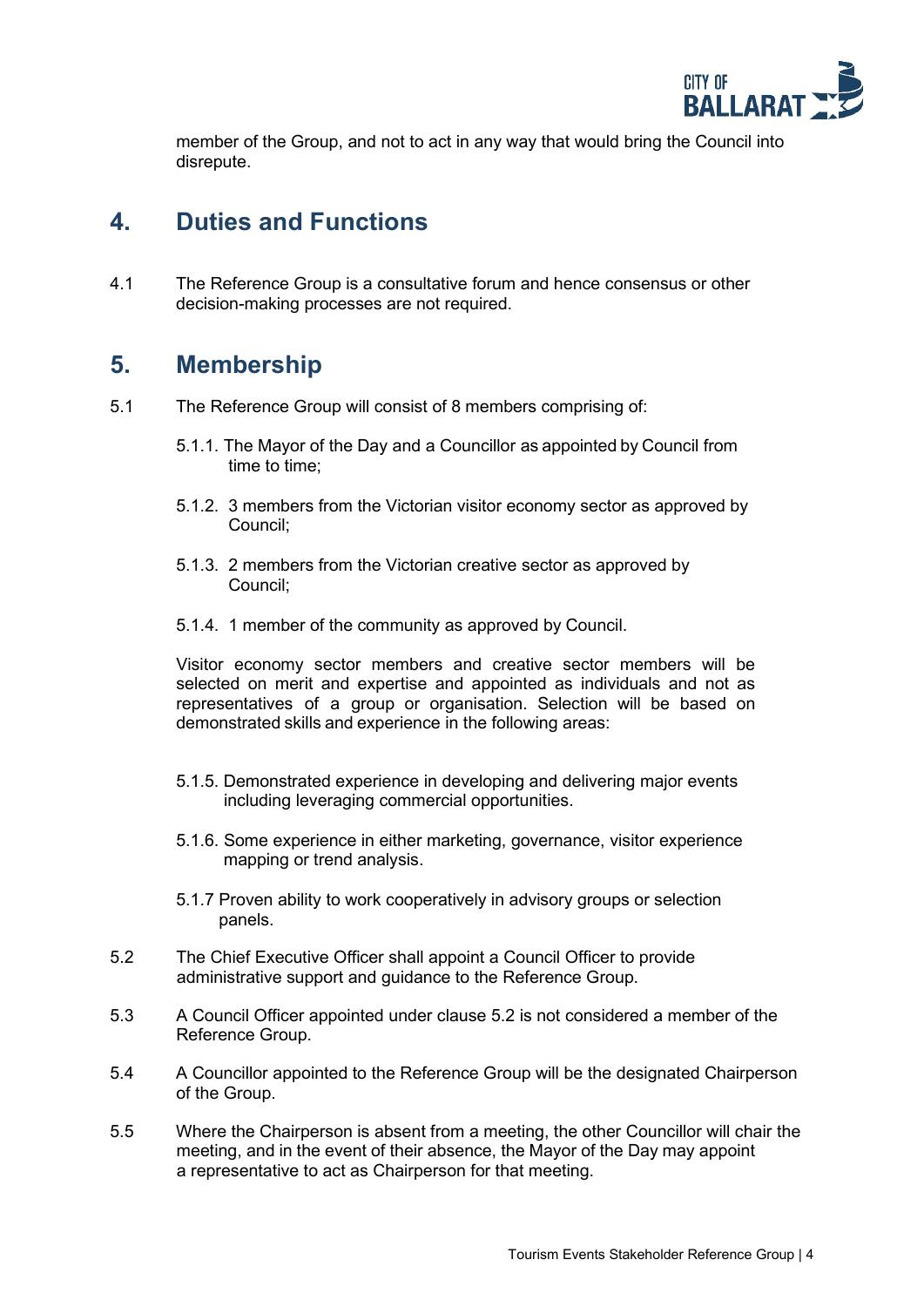member of the Group, and not to act in any way that would bring the Council into disrepute.

## 4. Duties and Functions

4.1 The Reference Group is a consultative forum and hence consensus or other decision-making processes are not required.

## 5. Membership

5.1 The Reference Group will consist of 8 members comprising of:

5.1.1. The Mayor of the Day and a Councillor as appointed by Council from time to time;

5.1.2. 3 members from the Victorian visitor economy sector as approved by Council;

5.1.3. 2 members from the Victorian creative sector as approved by Council;

5.1.4. 1 member of the community as approved by Council.

Visitor economy sector members and creative sector members will be selected on merit and expertise and appointed as individuals and not as representatives of a group or organisation. Selection will be based on demonstrated skills and experience in the following areas:

5.1.5. Demonstrated experience in developing and delivering major events including leveraging commercial opportunities.

5.1.6. Some experience in either marketing, governance, visitor experience mapping or trend analysis.

5.1.7 Proven ability to work cooperatively in advisory groups or selection panels.

5.2 The Chief Executive Officer shall appoint a Council Officer to provide administrative support and guidance to the Reference Group.

5.3 A Council Officer appointed under clause 5.2 is not considered a member of the Reference Group.

5.4 A Councillor appointed to the Reference Group will be the designated Chairperson of the Group.

5.5 Where the Chairperson is absent from a meeting, the other Councillor will chair the meeting, and in the event of their absence, the Mayor of the Day may appoint a representative to act as Chairperson for that meeting.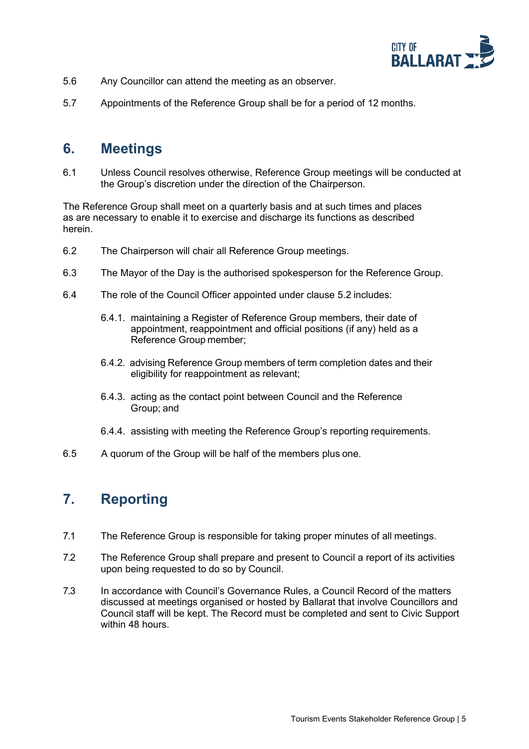5.6 Any Councillor can attend the meeting as an observer.

5.7 Appointments of the Reference Group shall be for a period of 12 months.

## 6. Meetings

6.1 Unless Council resolves otherwise, Reference Group meetings will be conducted at the Group's discretion under the direction of the Chairperson.

The Reference Group shall meet on a quarterly basis and at such times and places as are necessary to enable it to exercise and discharge its functions as described herein.

6.2 The Chairperson will chair all Reference Group meetings.

6.3 The Mayor of the Day is the authorised spokesperson for the Reference Group.

6.4 The role of the Council Officer appointed under clause 5.2 includes:

- 6.4.1. maintaining a Register of Reference Group members, their date of appointment, reappointment and official positions (if any) held as a Reference Group member;
- 6.4.2. advising Reference Group members of term completion dates and their eligibility for reappointment as relevant;
- 6.4.3. acting as the contact point between Council and the Reference Group; and
- 6.4.4. assisting with meeting the Reference Group's reporting requirements.

6.5 A quorum of the Group will be half of the members plus one.

## 7. Reporting

7.1 The Reference Group is responsible for taking proper minutes of all meetings.

7.2 The Reference Group shall prepare and present to Council a report of its activities upon being requested to do so by Council.

7.3 In accordance with Council's Governance Rules, a Council Record of the matters discussed at meetings organised or hosted by Ballarat that involve Councillors and Council staff will be kept. The Record must be completed and sent to Civic Support within 48 hours.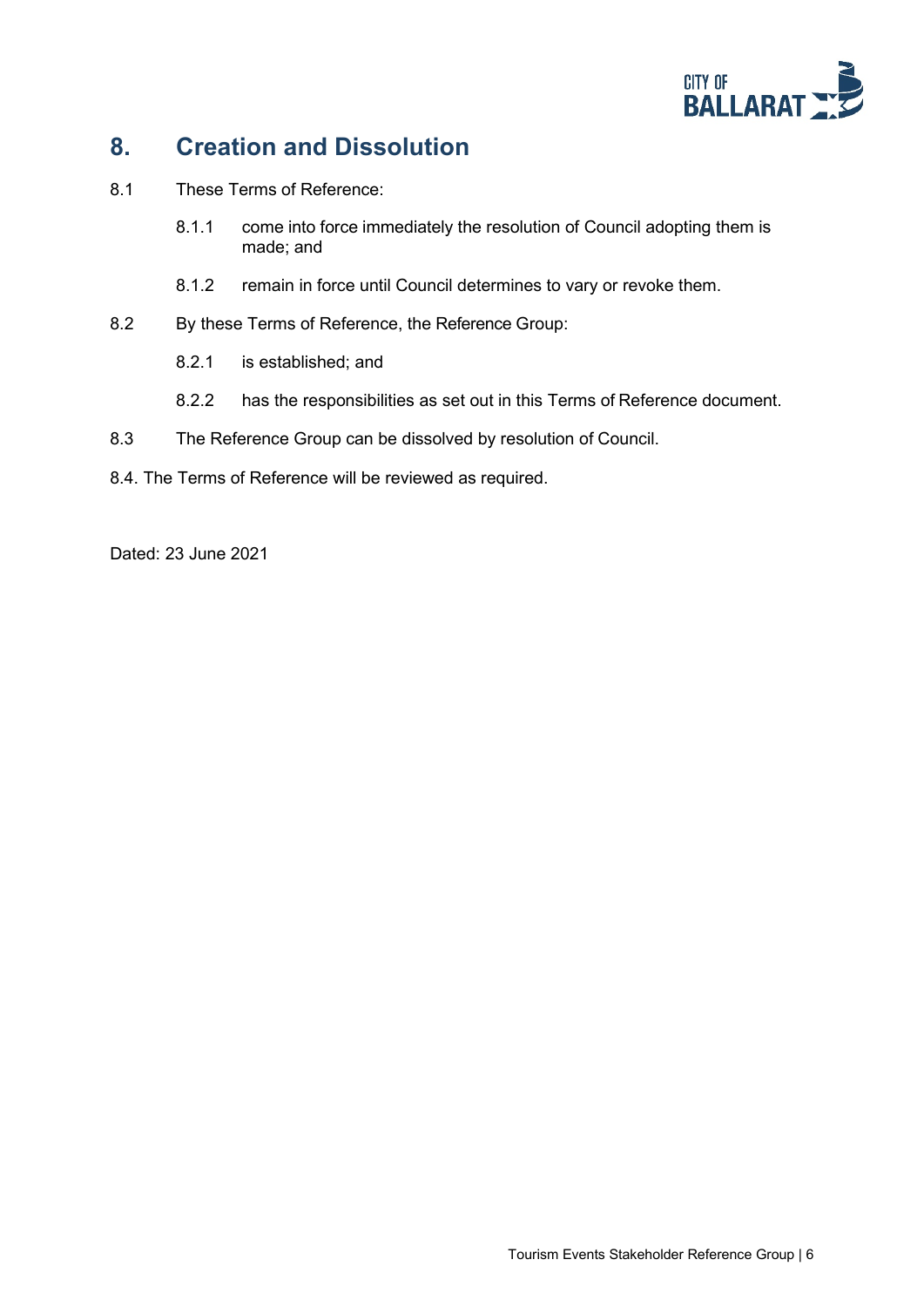## 8. Creation and Dissolution

8.1 These Terms of Reference:

8.1.1 come into force immediately the resolution of Council adopting them is made; and

8.1.2 remain in force until Council determines to vary or revoke them.

8.2 By these Terms of Reference, the Reference Group:

8.2.1 is established; and

8.2.2 has the responsibilities as set out in this Terms of Reference document.

8.3 The Reference Group can be dissolved by resolution of Council.

8.4. The Terms of Reference will be reviewed as required.

Dated: 23 June 2021